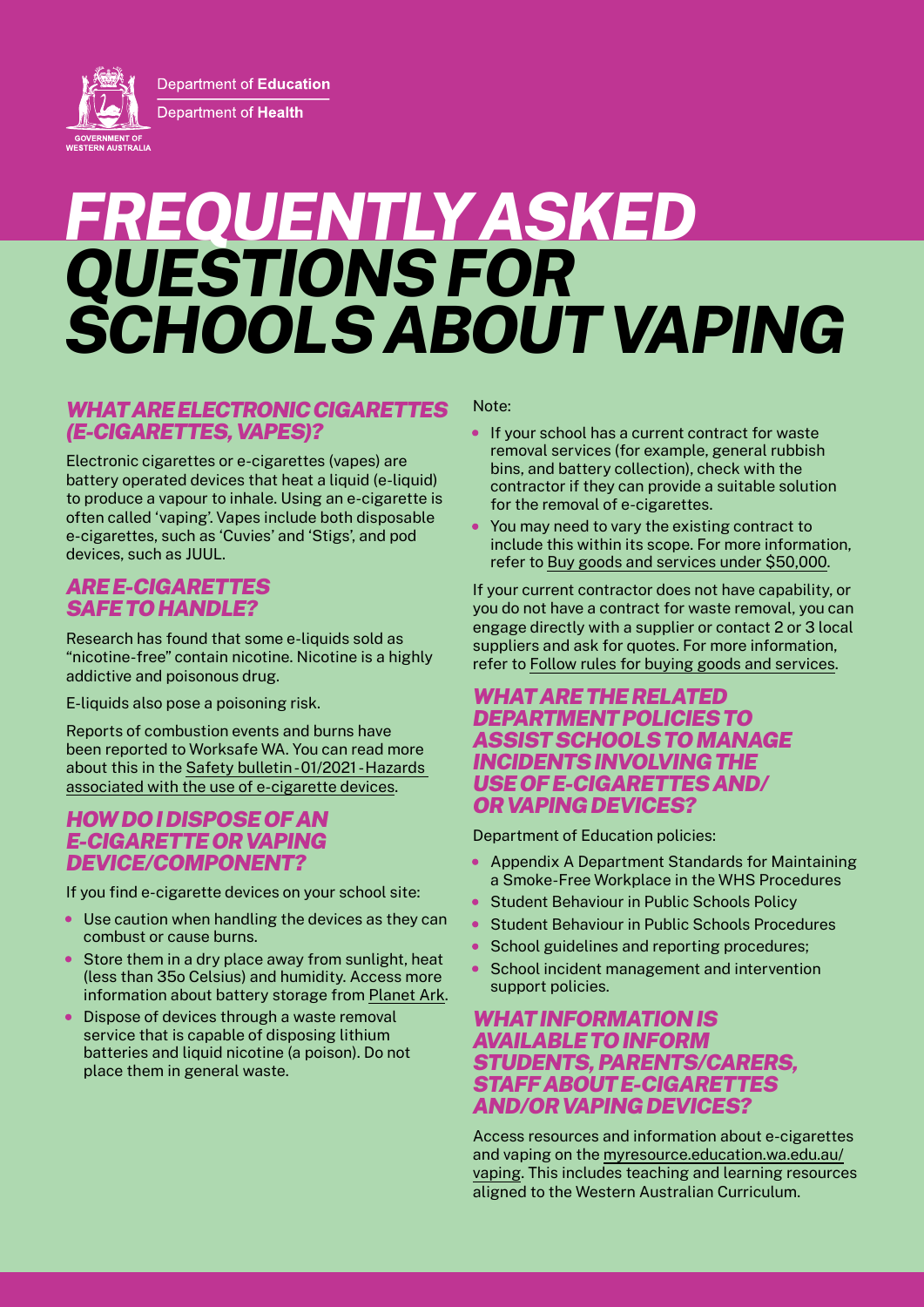Department of **Education**

Department of **Health**

GOVERNMENT OF WESTERN AUSTRALIA

# FREQUENTLY ASKED QUESTIONS FOR SCHOOLS ABOUT VAPING

## WHAT ARE ELECTRONIC CIGARETTES (E-CIGARETTES, VAPES)?

Electronic cigarettes or e-cigarettes (vapes) are battery operated devices that heat a liquid (e-liquid) to produce a vapour to inhale. Using an e-cigarette is often called 'vaping'. Vapes include both disposable e-cigarettes, such as 'Cuvies' and 'Stigs', and pod devices, such as JUUL.

## ARE E-CIGARETTES SAFE TO HANDLE?

Research has found that some e-liquids sold as "nicotine-free" contain nicotine. Nicotine is a highly addictive and poisonous drug.

E-liquids also pose a poisoning risk.

Reports of combustion events and burns have been reported to Worksafe WA. You can read more about this in the Safety bulletin - 01/2021 - Hazards associated with the use of e-cigarette devices.

## HOW DO I DISPOSE OF AN E-CIGARETTE OR VAPING DEVICE/COMPONENT?

If you find e-cigarette devices on your school site:

- Use caution when handling the devices as they can combust or cause burns.
- Store them in a dry place away from sunlight, heat (less than 35o Celsius) and humidity. Access more information about battery storage from Planet Ark.
- Dispose of devices through a waste removal service that is capable of disposing lithium batteries and liquid nicotine (a poison). Do not place them in general waste.

Note:

- If your school has a current contract for waste removal services (for example, general rubbish bins, and battery collection), check with the contractor if they can provide a suitable solution for the removal of e-cigarettes.
- You may need to vary the existing contract to include this within its scope. For more information, refer to Buy goods and services under $50,000.

If your current contractor does not have capability, or you do not have a contract for waste removal, you can engage directly with a supplier or contact 2 or 3 local suppliers and ask for quotes. For more information, refer to Follow rules for buying goods and services.

## WHAT ARE THE RELATED DEPARTMENT POLICIES TO ASSIST SCHOOLS TO MANAGE INCIDENTS INVOLVING THE USE OF E-CIGARETTES AND/OR VAPING DEVICES?

Department of Education policies:

- Appendix A Department Standards for Maintaining a Smoke-Free Workplace in the WHS Procedures
- Student Behaviour in Public Schools Policy
- Student Behaviour in Public Schools Procedures
- School guidelines and reporting procedures;
- School incident management and intervention support policies.

## WHAT INFORMATION IS AVAILABLE TO INFORM STUDENTS, PARENTS/CARERS, STAFF ABOUT E-CIGARETTES AND/OR VAPING DEVICES?

Access resources and information about e-cigarettes and vaping on the myresource.education.wa.edu.au/vaping. This includes teaching and learning resources aligned to the Western Australian Curriculum.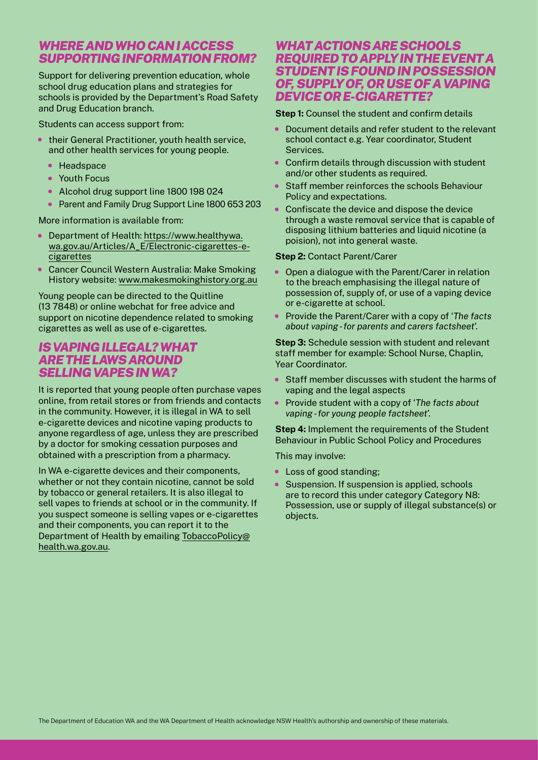## WHERE AND WHO CAN I ACCESS SUPPORTING INFORMATION FROM?

Support for delivering prevention education, whole school drug education plans and strategies for schools is provided by the Department's Road Safety and Drug Education branch.

Students can access support from:

- their General Practitioner, youth health service, and other health services for young people.
  - Headspace
  - Youth Focus
  - Alcohol drug support line 1800 198 024
  - Parent and Family Drug Support Line 1800 653 203

More information is available from:

- Department of Health: https://www.healthywa.wa.gov.au/Articles/A_E/Electronic-cigarettes-e-cigarettes
- Cancer Council Western Australia: Make Smoking History website: www.makesmokinghistory.org.au

Young people can be directed to the Quitline (13 7848) or online webchat for free advice and support on nicotine dependence related to smoking cigarettes as well as use of e-cigarettes.

## IS VAPING ILLEGAL? WHAT ARE THE LAWS AROUND SELLING VAPES IN WA?

It is reported that young people often purchase vapes online, from retail stores or from friends and contacts in the community. However, it is illegal in WA to sell e-cigarette devices and nicotine vaping products to anyone regardless of age, unless they are prescribed by a doctor for smoking cessation purposes and obtained with a prescription from a pharmacy.

In WA e-cigarette devices and their components, whether or not they contain nicotine, cannot be sold by tobacco or general retailers. It is also illegal to sell vapes to friends at school or in the community. If you suspect someone is selling vapes or e-cigarettes and their components, you can report it to the Department of Health by emailing TobaccoPolicy@health.wa.gov.au.

## WHAT ACTIONS ARE SCHOOLS REQUIRED TO APPLY IN THE EVENT A STUDENT IS FOUND IN POSSESSION OF, SUPPLY OF, OR USE OF A VAPING DEVICE OR E-CIGARETTE?

**Step 1:** Counsel the student and confirm details

- Document details and refer student to the relevant school contact e.g. Year coordinator, Student Services.
- Confirm details through discussion with student and/or other students as required.
- Staff member reinforces the schools Behaviour Policy and expectations.
- Confiscate the device and dispose the device through a waste removal service that is capable of disposing lithium batteries and liquid nicotine (a poision), not into general waste.

**Step 2:** Contact Parent/Carer

- Open a dialogue with the Parent/Carer in relation to the breach emphasising the illegal nature of possession of, supply of, or use of a vaping device or e-cigarette at school.
- Provide the Parent/Carer with a copy of '*The facts about vaping - for parents and carers factsheet*'.

**Step 3:** Schedule session with student and relevant staff member for example: School Nurse, Chaplin, Year Coordinator.

- Staff member discusses with student the harms of vaping and the legal aspects
- Provide student with a copy of '*The facts about vaping - for young people factsheet*'.

**Step 4:** Implement the requirements of the Student Behaviour in Public School Policy and Procedures

This may involve:

- Loss of good standing;
- Suspension. If suspension is applied, schools are to record this under category Category N8: Possession, use or supply of illegal substance(s) or objects.

The Department of Education WA and the WA Department of Health acknowledge NSW Health's authorship and ownership of these materials.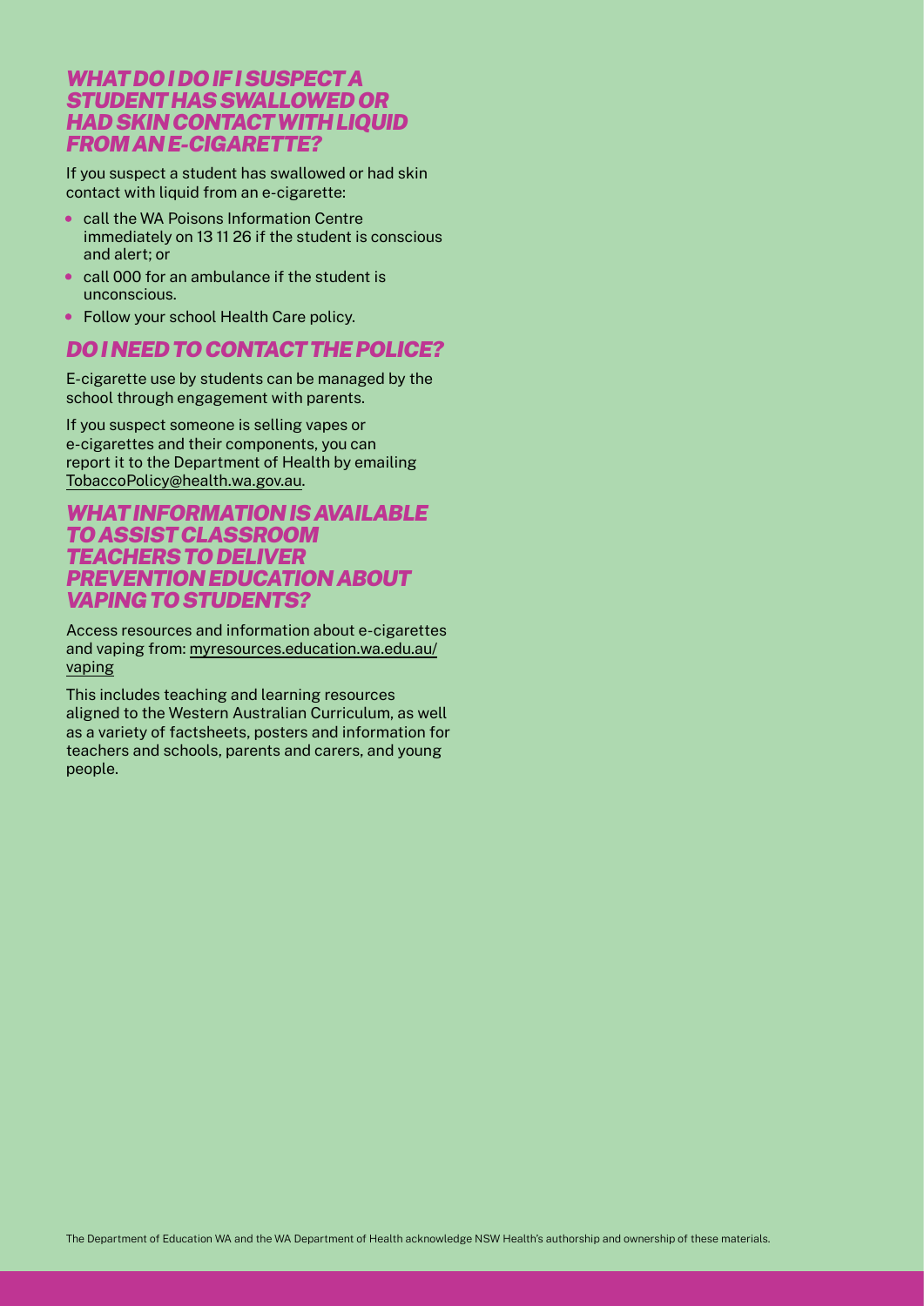## *WHAT DO I DO IF I SUSPECT A STUDENT HAS SWALLOWED OR HAD SKIN CONTACT WITH LIQUID FROM AN E-CIGARETTE?*

If you suspect a student has swallowed or had skin contact with liquid from an e-cigarette:

- call the WA Poisons Information Centre immediately on 13 11 26 if the student is conscious and alert; or
- call 000 for an ambulance if the student is unconscious.
- Follow your school Health Care policy.

## *DO I NEED TO CONTACT THE POLICE?*

E-cigarette use by students can be managed by the school through engagement with parents.

If you suspect someone is selling vapes or e-cigarettes and their components, you can report it to the Department of Health by emailing TobaccoPolicy@health.wa.gov.au.

## *WHAT INFORMATION IS AVAILABLE TO ASSIST CLASSROOM TEACHERS TO DELIVER PREVENTION EDUCATION ABOUT VAPING TO STUDENTS?*

Access resources and information about e-cigarettes and vaping from: myresources.education.wa.edu.au/vaping

This includes teaching and learning resources aligned to the Western Australian Curriculum, as well as a variety of factsheets, posters and information for teachers and schools, parents and carers, and young people.

The Department of Education WA and the WA Department of Health acknowledge NSW Health's authorship and ownership of these materials.